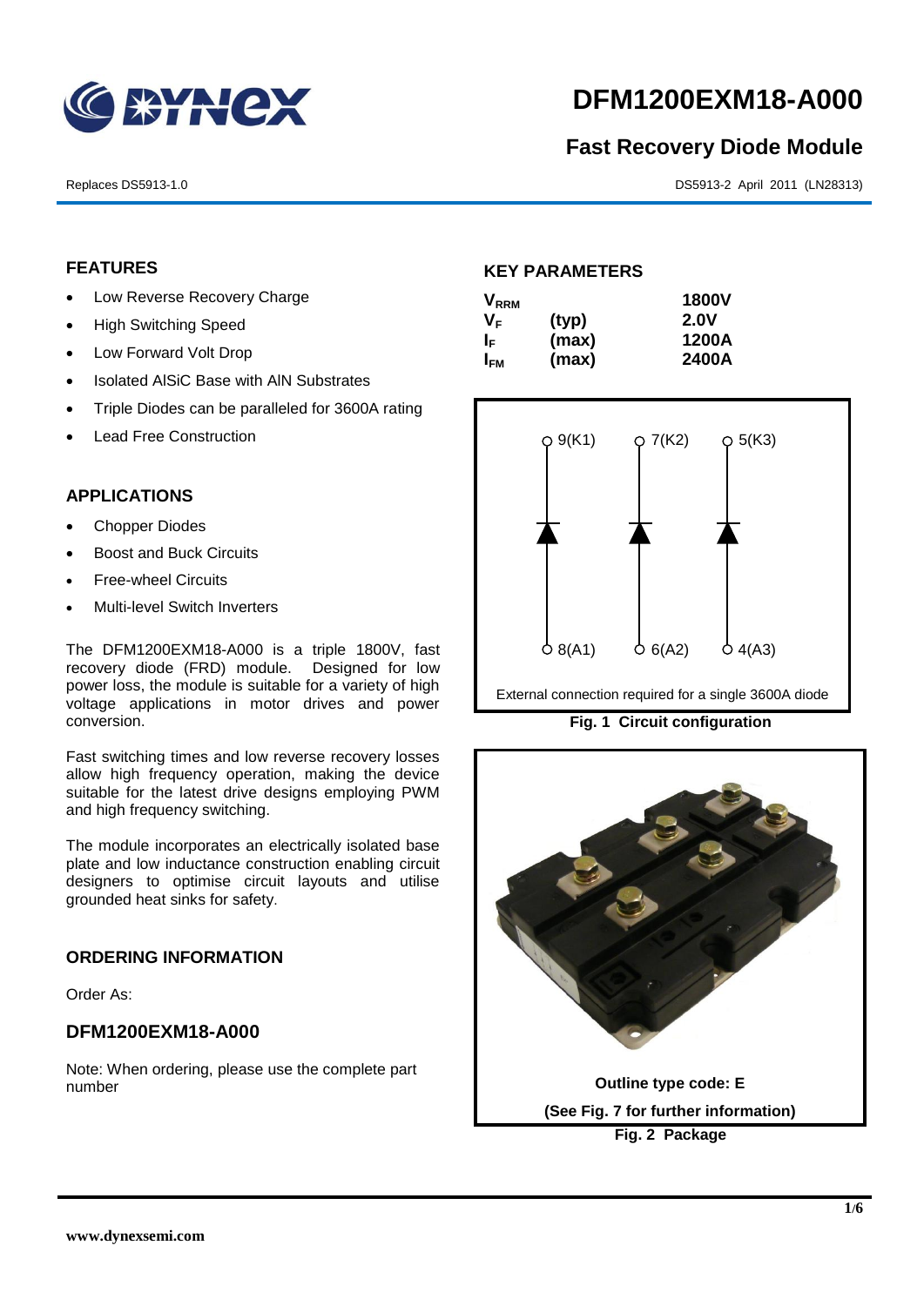# DFM1200EXM18-A000

## Fast Recovery Diode Module

Replaces DS5913-1.0

DS5913-2 April 2011 (LN28313)

## FEATURES

- Low Reverse Recovery Charge
- High Switching Speed
- Low Forward Volt Drop
- Isolated AlSiC Base with AlN Substrates
- Triple Diodes can be paralleled for 3600A rating
- Lead Free Construction

## APPLICATIONS

- Chopper Diodes
- Boost and Buck Circuits
- Free-wheel Circuits
- Multi-level Switch Inverters

The DFM1200EXM18-A000 is a triple 1800V, fast recovery diode (FRD) module. Designed for low power loss, the module is suitable for a variety of high voltage applications in motor drives and power conversion.

Fast switching times and low reverse recovery losses allow high frequency operation, making the device suitable for the latest drive designs employing PWM and high frequency switching.

The module incorporates an electrically isolated base plate and low inductance construction enabling circuit designers to optimise circuit layouts and utilise grounded heat sinks for safety.

## ORDERING INFORMATION

Order As:

### DFM1200EXM18-A000

Note: When ordering, please use the complete part number

## KEY PARAMETERS

| | | |
|---|---|---|
| $V_{RRM}$ | | 1800V |
| $V_F$ | (typ) | 2.0V |
| $I_F$ | (max) | 1200A |
| $I_{FM}$ | (max) | 2400A |

9(K1) 7(K2) 5(K3)

8(A1) 6(A2) 4(A3)

External connection required for a single 3600A diode

**Fig. 1 Circuit configuration**

**Outline type code: E**

**(See Fig. 7 for further information)**

**Fig. 2 Package**

www.dynexsemi.com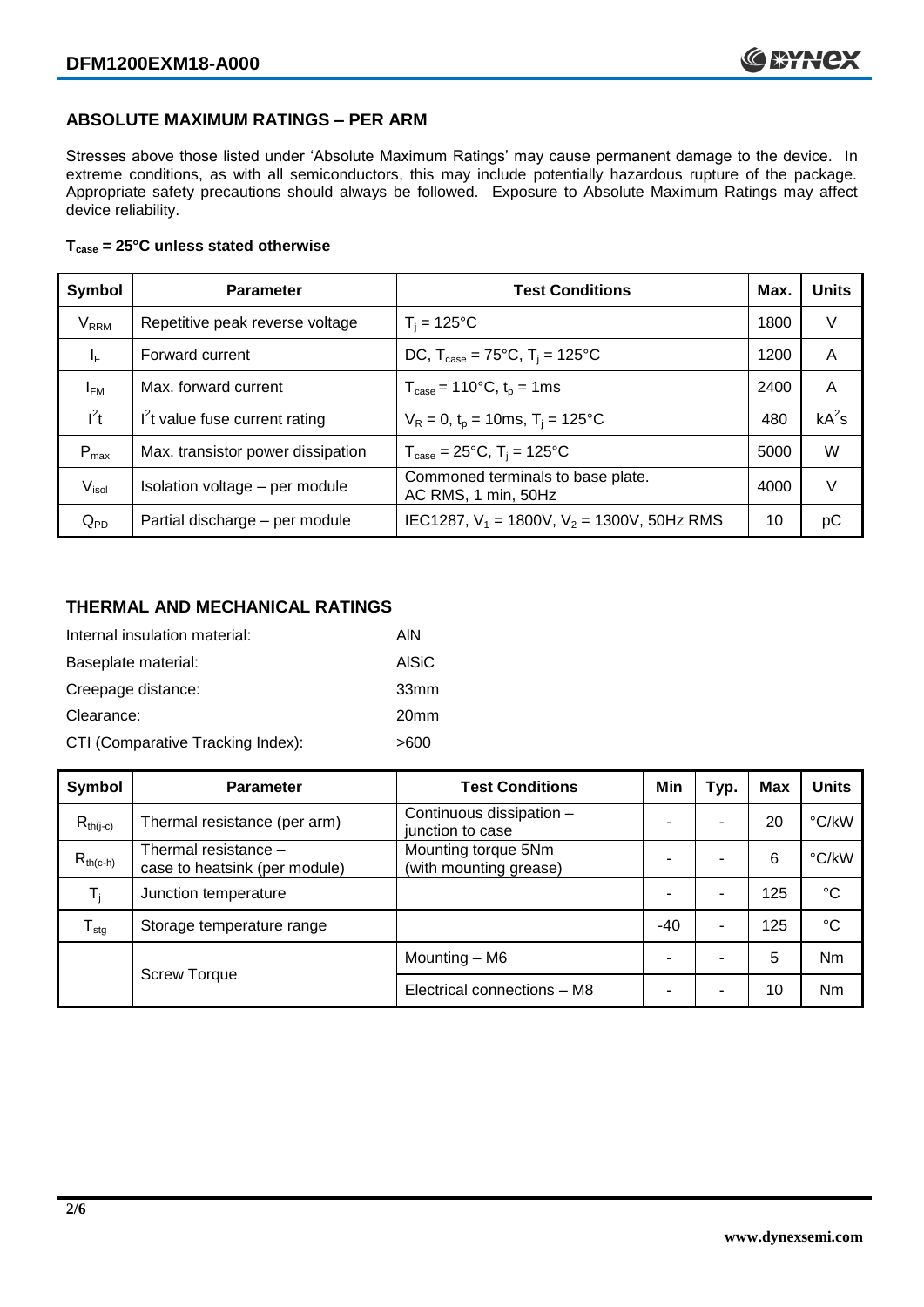## ABSOLUTE MAXIMUM RATINGS – PER ARM

Stresses above those listed under 'Absolute Maximum Ratings' may cause permanent damage to the device. In extreme conditions, as with all semiconductors, this may include potentially hazardous rupture of the package. Appropriate safety precautions should always be followed. Exposure to Absolute Maximum Ratings may affect device reliability.

**$T_{case}$ = 25°C unless stated otherwise**

| Symbol | Parameter | Test Conditions | Max. | Units |
|---|---|---|---|---|
| $V_{RRM}$ | Repetitive peak reverse voltage | $T_j$ = 125°C | 1800 | V |
| $I_F$ | Forward current | DC, $T_{case}$ = 75°C, $T_j$ = 125°C | 1200 | A |
| $I_{FM}$ | Max. forward current | $T_{case}$ = 110°C, $t_p$ = 1ms | 2400 | A |
| $I^2t$ | $I^2t$ value fuse current rating | $V_R$ = 0, $t_p$ = 10ms, $T_j$ = 125°C | 480 | $kA^2s$ |
| $P_{max}$ | Max. transistor power dissipation | $T_{case}$ = 25°C, $T_j$ = 125°C | 5000 | W |
| $V_{isol}$ | Isolation voltage – per module | Commoned terminals to base plate. AC RMS, 1 min, 50Hz | 4000 | V |
| $Q_{PD}$ | Partial discharge – per module | IEC1287, $V_1$ = 1800V, $V_2$ = 1300V, 50Hz RMS | 10 | pC |

## THERMAL AND MECHANICAL RATINGS

Internal insulation material: AlN

Baseplate material: AlSiC

Creepage distance: 33mm

Clearance: 20mm

CTI (Comparative Tracking Index): >600

| Symbol | Parameter | Test Conditions | Min | Typ. | Max | Units |
|---|---|---|---|---|---|---|
| $R_{th(j-c)}$ | Thermal resistance (per arm) | Continuous dissipation – junction to case | - | - | 20 | °C/kW |
| $R_{th(c-h)}$ | Thermal resistance – case to heatsink (per module) | Mounting torque 5Nm (with mounting grease) | - | - | 6 | °C/kW |
| $T_j$ | Junction temperature | | - | - | 125 | °C |
| $T_{stg}$ | Storage temperature range | | -40 | - | 125 | °C |
| | Screw Torque | Mounting – M6 | - | - | 5 | Nm |
| | | Electrical connections – M8 | - | - | 10 | Nm |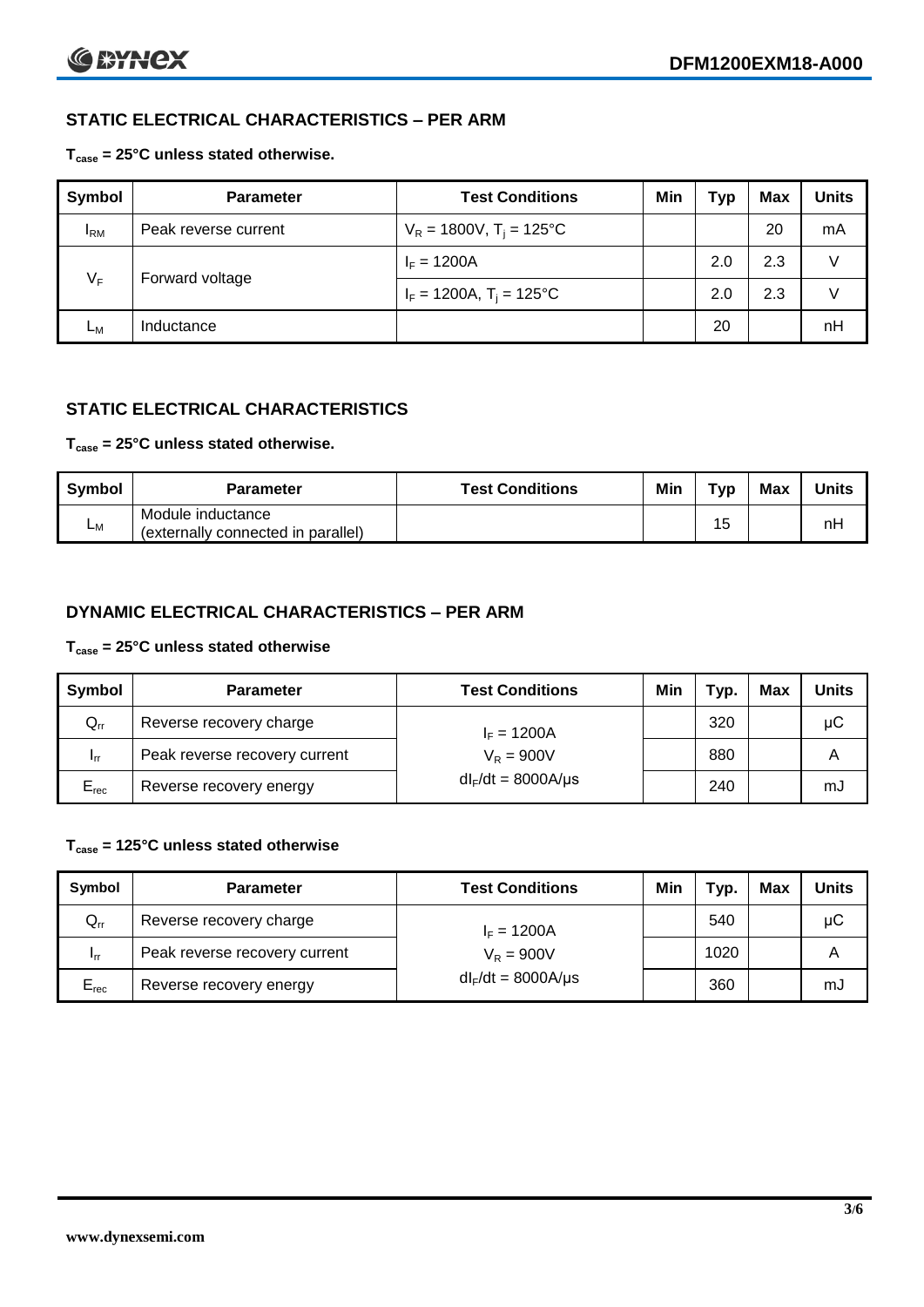## STATIC ELECTRICAL CHARACTERISTICS – PER ARM

**$T_{case}$ = 25°C unless stated otherwise.**

| Symbol | Parameter | Test Conditions | Min | Typ | Max | Units |
|---|---|---|---|---|---|---|
| $I_{RM}$ | Peak reverse current | $V_R$ = 1800V, $T_j$ = 125°C | | | 20 | mA |
| $V_F$ | Forward voltage | $I_F$ = 1200A | | 2.0 | 2.3 | V |
| | | $I_F$ = 1200A, $T_j$ = 125°C | | 2.0 | 2.3 | V |
| $L_M$ | Inductance | | | 20 | | nH |

## STATIC ELECTRICAL CHARACTERISTICS

**$T_{case}$ = 25°C unless stated otherwise.**

| Symbol | Parameter | Test Conditions | Min | Typ | Max | Units |
|---|---|---|---|---|---|---|
| $L_M$ | Module inductance (externally connected in parallel) | | | 15 | | nH |

## DYNAMIC ELECTRICAL CHARACTERISTICS – PER ARM

**$T_{case}$ = 25°C unless stated otherwise**

| Symbol | Parameter | Test Conditions | Min | Typ. | Max | Units |
|---|---|---|---|---|---|---|
| $Q_{rr}$ | Reverse recovery charge | $I_F$ = 1200A | | 320 | | μC |
| $I_{rr}$ | Peak reverse recovery current | $V_R$ = 900V | | 880 | | A |
| $E_{rec}$ | Reverse recovery energy | $dI_F/dt$ = 8000A/μs | | 240 | | mJ |

**$T_{case}$ = 125°C unless stated otherwise**

| Symbol | Parameter | Test Conditions | Min | Typ. | Max | Units |
|---|---|---|---|---|---|---|
| $Q_{rr}$ | Reverse recovery charge | $I_F$ = 1200A | | 540 | | μC |
| $I_{rr}$ | Peak reverse recovery current | $V_R$ = 900V | | 1020 | | A |
| $E_{rec}$ | Reverse recovery energy | $dI_F/dt$ = 8000A/μs | | 360 | | mJ |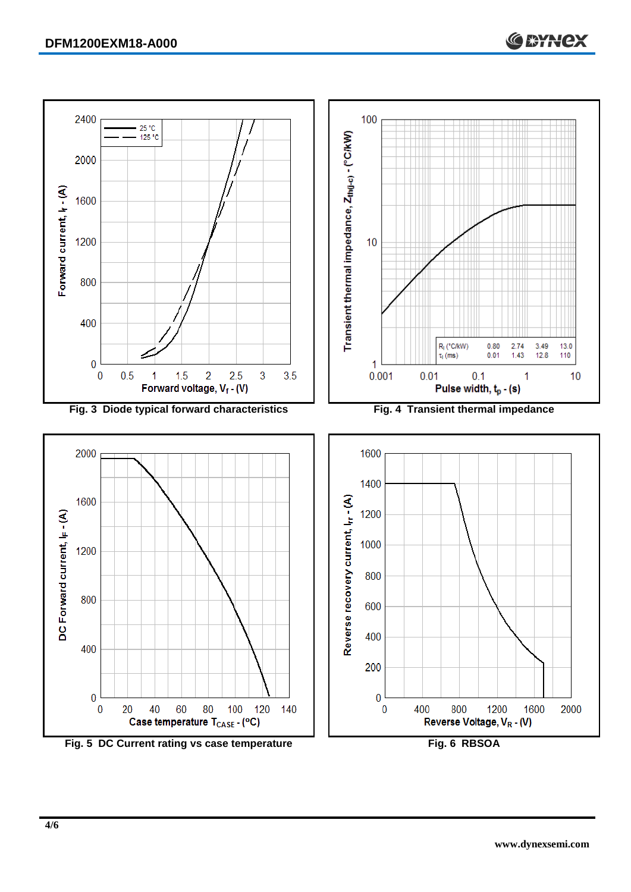Fig. 3 Diode typical forward characteristics

| $R_i$ (°C/kW) | 0.80 | 2.74 | 3.49 | 13.0 |
| --- | --- | --- | --- | --- |
| $\tau_i$ (ms) | 0.01 | 1.43 | 12.8 | 110 |

Fig. 4 Transient thermal impedance

Fig. 5 DC Current rating vs case temperature

Fig. 6 RBSOA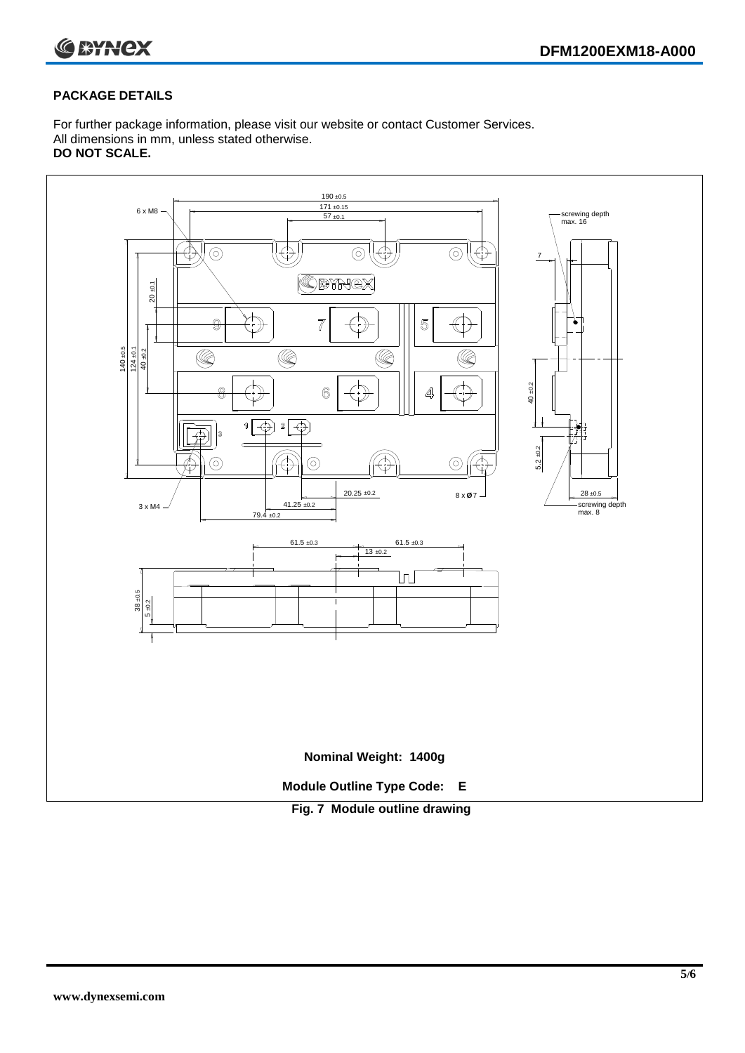## PACKAGE DETAILS

For further package information, please visit our website or contact Customer Services.
All dimensions in mm, unless stated otherwise.
**DO NOT SCALE.**

**Nominal Weight: 1400g**

**Module Outline Type Code: E**

**Fig. 7 Module outline drawing**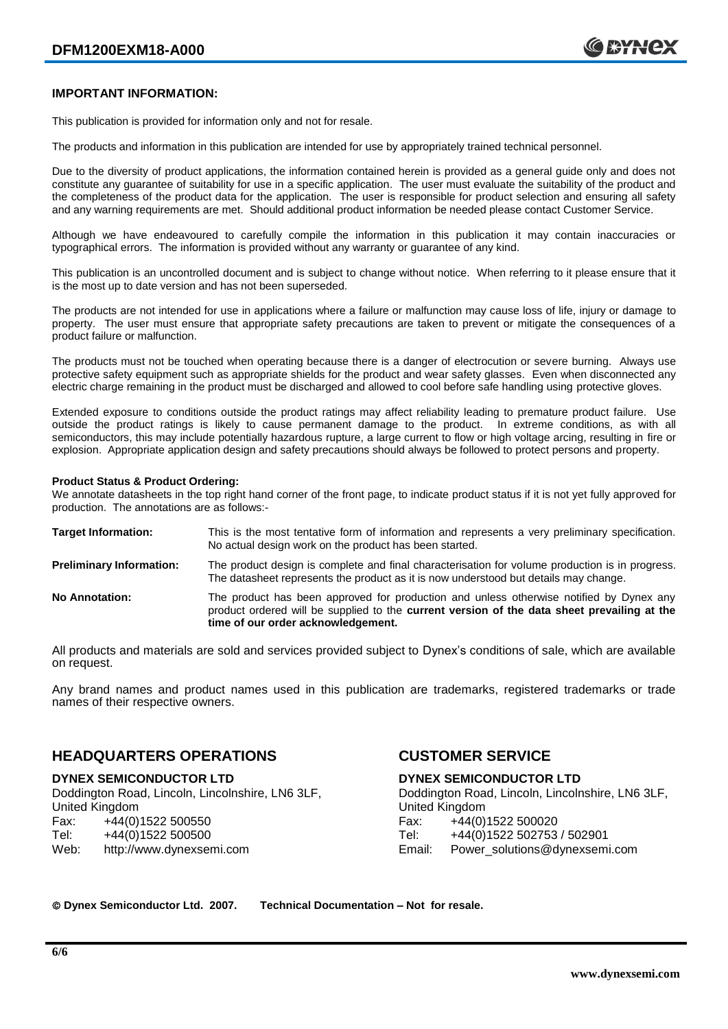**IMPORTANT INFORMATION:**

This publication is provided for information only and not for resale.

The products and information in this publication are intended for use by appropriately trained technical personnel.

Due to the diversity of product applications, the information contained herein is provided as a general guide only and does not constitute any guarantee of suitability for use in a specific application. The user must evaluate the suitability of the product and the completeness of the product data for the application. The user is responsible for product selection and ensuring all safety and any warning requirements are met. Should additional product information be needed please contact Customer Service.

Although we have endeavoured to carefully compile the information in this publication it may contain inaccuracies or typographical errors. The information is provided without any warranty or guarantee of any kind.

This publication is an uncontrolled document and is subject to change without notice. When referring to it please ensure that it is the most up to date version and has not been superseded.

The products are not intended for use in applications where a failure or malfunction may cause loss of life, injury or damage to property. The user must ensure that appropriate safety precautions are taken to prevent or mitigate the consequences of a product failure or malfunction.

The products must not be touched when operating because there is a danger of electrocution or severe burning. Always use protective safety equipment such as appropriate shields for the product and wear safety glasses. Even when disconnected any electric charge remaining in the product must be discharged and allowed to cool before safe handling using protective gloves.

Extended exposure to conditions outside the product ratings may affect reliability leading to premature product failure. Use outside the product ratings is likely to cause permanent damage to the product. In extreme conditions, as with all semiconductors, this may include potentially hazardous rupture, a large current to flow or high voltage arcing, resulting in fire or explosion. Appropriate application design and safety precautions should always be followed to protect persons and property.

**Product Status & Product Ordering:**

We annotate datasheets in the top right hand corner of the front page, to indicate product status if it is not yet fully approved for production. The annotations are as follows:-

| | |
|---|---|
| **Target Information:** | This is the most tentative form of information and represents a very preliminary specification. No actual design work on the product has been started. |
| **Preliminary Information:** | The product design is complete and final characterisation for volume production is in progress. The datasheet represents the product as it is now understood but details may change. |
| **No Annotation:** | The product has been approved for production and unless otherwise notified by Dynex any product ordered will be supplied to the **current version of the data sheet prevailing at the time of our order acknowledgement.** |

All products and materials are sold and services provided subject to Dynex's conditions of sale, which are available on request.

Any brand names and product names used in this publication are trademarks, registered trademarks or trade names of their respective owners.

## HEADQUARTERS OPERATIONS

**DYNEX SEMICONDUCTOR LTD**
Doddington Road, Lincoln, Lincolnshire, LN6 3LF,
United Kingdom
Fax: +44(0)1522 500550
Tel: +44(0)1522 500500
Web: http://www.dynexsemi.com

## CUSTOMER SERVICE

**DYNEX SEMICONDUCTOR LTD**
Doddington Road, Lincoln, Lincolnshire, LN6 3LF,
United Kingdom
Fax: +44(0)1522 500020
Tel: +44(0)1522 502753 / 502901
Email: Power_solutions@dynexsemi.com

**© Dynex Semiconductor Ltd. 2007. Technical Documentation – Not for resale.**